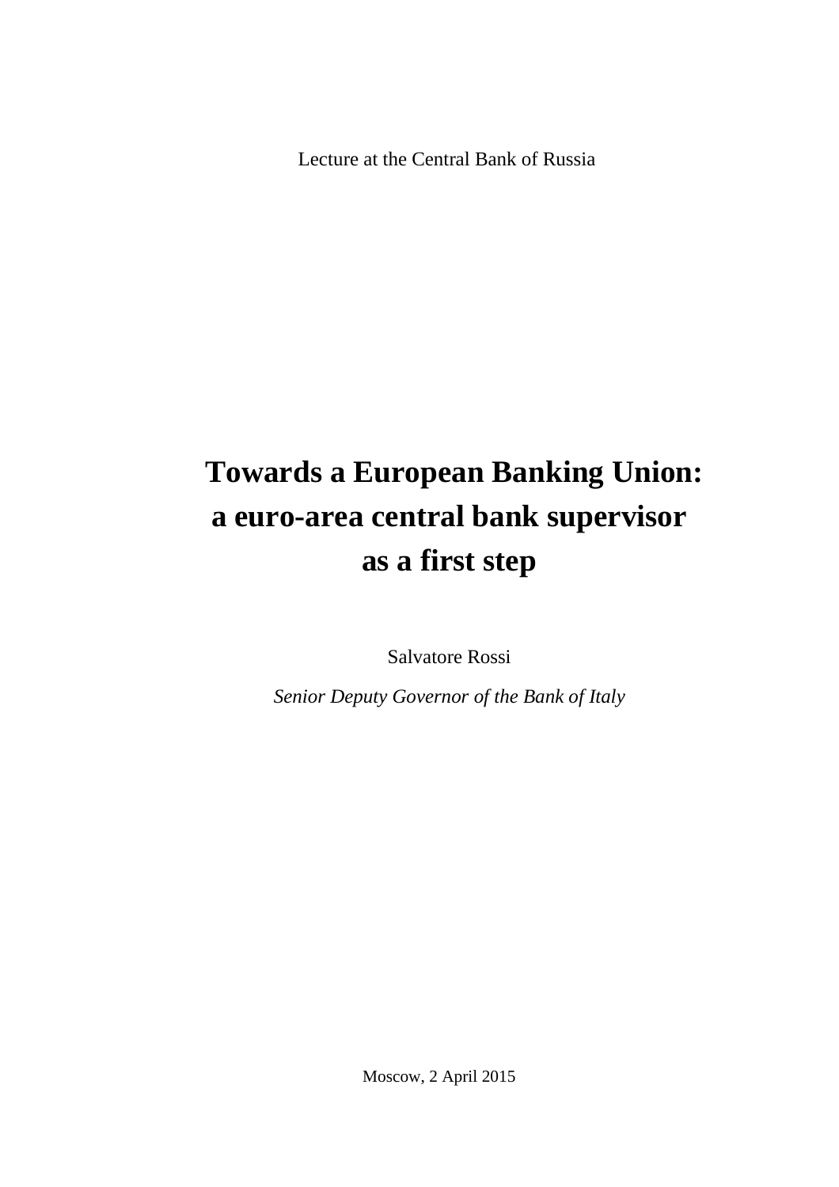Lecture at the Central Bank of Russia

# Towards a European Banking Union: a euro-area central bank supervisor as a first step

Salvatore Rossi

*Senior Deputy Governor of the Bank of Italy*

Moscow, 2 April 2015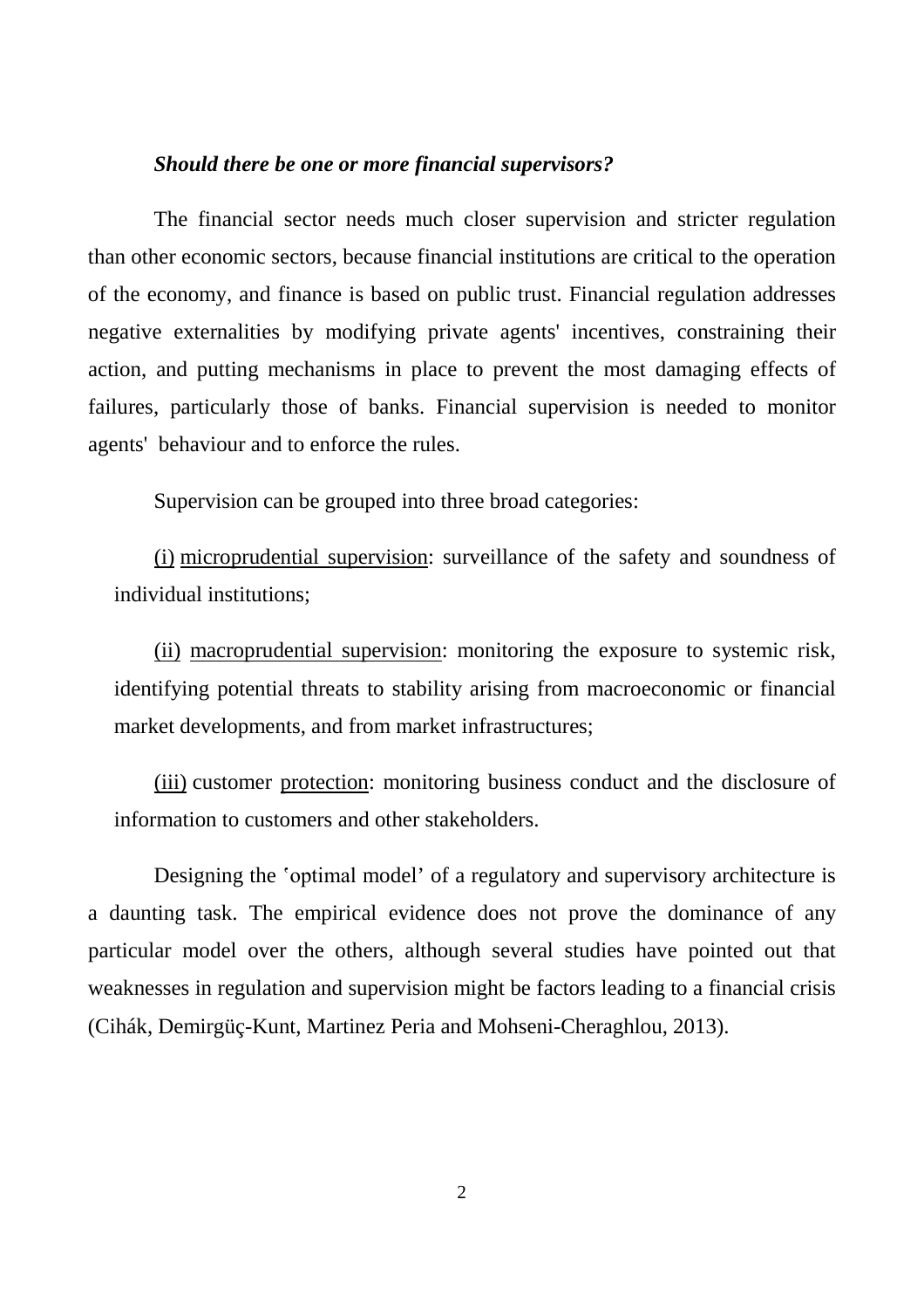***Should there be one or more financial supervisors?***

The financial sector needs much closer supervision and stricter regulation than other economic sectors, because financial institutions are critical to the operation of the economy, and finance is based on public trust. Financial regulation addresses negative externalities by modifying private agents' incentives, constraining their action, and putting mechanisms in place to prevent the most damaging effects of failures, particularly those of banks. Financial supervision is needed to monitor agents' behaviour and to enforce the rules.

Supervision can be grouped into three broad categories:

(i) microprudential supervision: surveillance of the safety and soundness of individual institutions;

(ii) macroprudential supervision: monitoring the exposure to systemic risk, identifying potential threats to stability arising from macroeconomic or financial market developments, and from market infrastructures;

(iii) customer protection: monitoring business conduct and the disclosure of information to customers and other stakeholders.

Designing the ʽoptimal model' of a regulatory and supervisory architecture is a daunting task. The empirical evidence does not prove the dominance of any particular model over the others, although several studies have pointed out that weaknesses in regulation and supervision might be factors leading to a financial crisis (Cihák, Demirgüç-Kunt, Martinez Peria and Mohseni-Cheraghlou, 2013).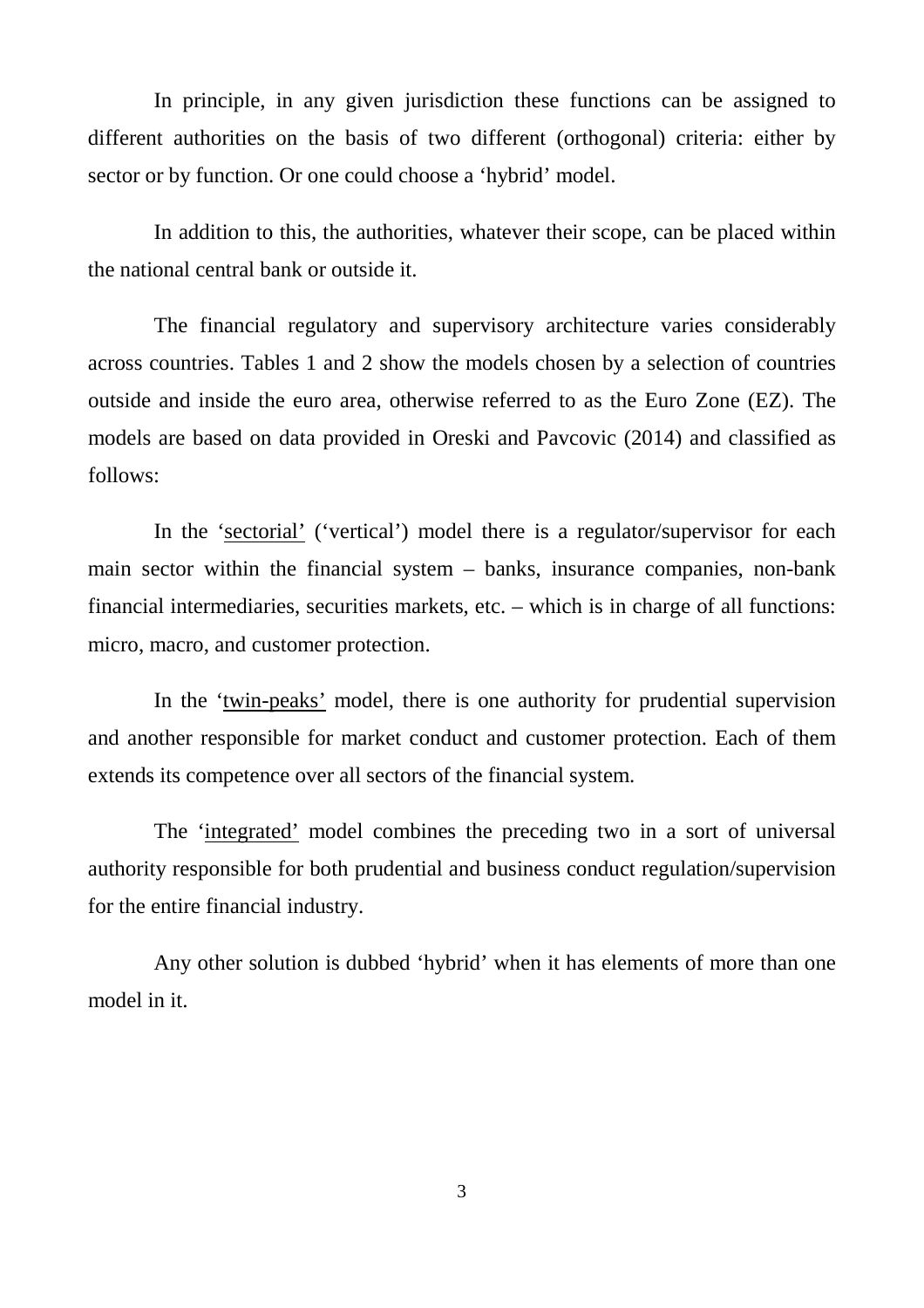In principle, in any given jurisdiction these functions can be assigned to different authorities on the basis of two different (orthogonal) criteria: either by sector or by function. Or one could choose a 'hybrid' model.

In addition to this, the authorities, whatever their scope, can be placed within the national central bank or outside it.

The financial regulatory and supervisory architecture varies considerably across countries. Tables 1 and 2 show the models chosen by a selection of countries outside and inside the euro area, otherwise referred to as the Euro Zone (EZ). The models are based on data provided in Oreski and Pavcovic (2014) and classified as follows:

In the '<u>sectorial</u>' ('vertical') model there is a regulator/supervisor for each main sector within the financial system – banks, insurance companies, non-bank financial intermediaries, securities markets, etc. – which is in charge of all functions: micro, macro, and customer protection.

In the '<u>twin-peaks</u>' model, there is one authority for prudential supervision and another responsible for market conduct and customer protection. Each of them extends its competence over all sectors of the financial system.

The '<u>integrated</u>' model combines the preceding two in a sort of universal authority responsible for both prudential and business conduct regulation/supervision for the entire financial industry.

Any other solution is dubbed 'hybrid' when it has elements of more than one model in it.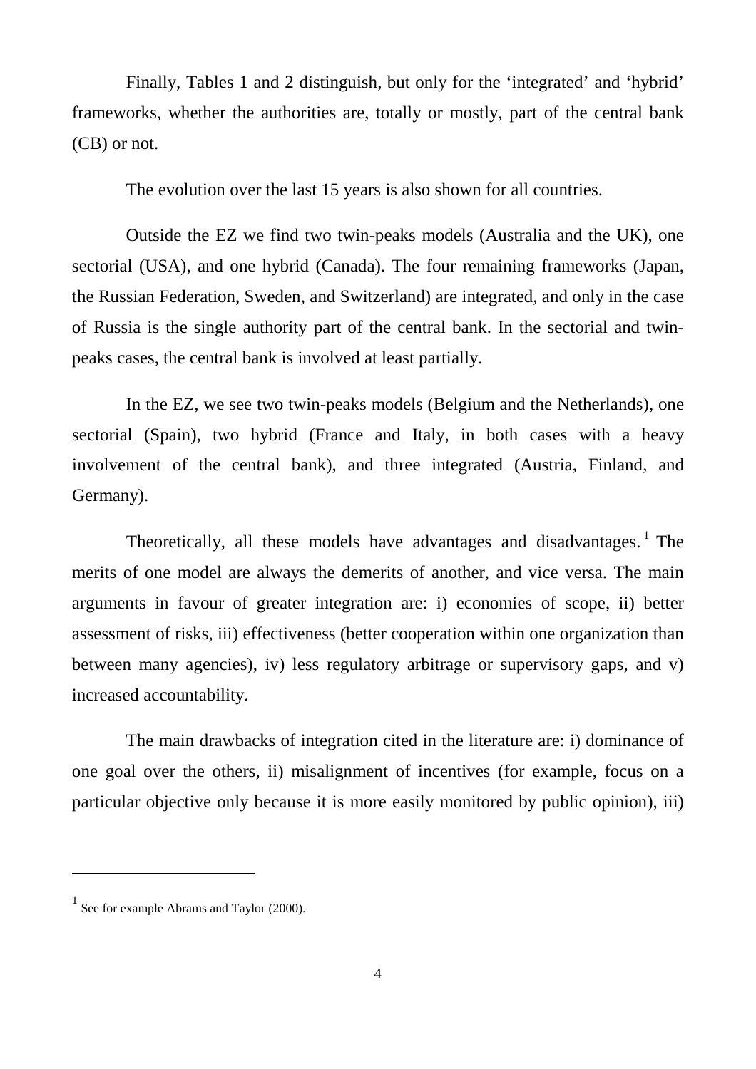Finally, Tables 1 and 2 distinguish, but only for the 'integrated' and 'hybrid' frameworks, whether the authorities are, totally or mostly, part of the central bank (CB) or not.

The evolution over the last 15 years is also shown for all countries.

Outside the EZ we find two twin-peaks models (Australia and the UK), one sectorial (USA), and one hybrid (Canada). The four remaining frameworks (Japan, the Russian Federation, Sweden, and Switzerland) are integrated, and only in the case of Russia is the single authority part of the central bank. In the sectorial and twin-peaks cases, the central bank is involved at least partially.

In the EZ, we see two twin-peaks models (Belgium and the Netherlands), one sectorial (Spain), two hybrid (France and Italy, in both cases with a heavy involvement of the central bank), and three integrated (Austria, Finland, and Germany).

Theoretically, all these models have advantages and disadvantages.[1] The merits of one model are always the demerits of another, and vice versa. The main arguments in favour of greater integration are: i) economies of scope, ii) better assessment of risks, iii) effectiveness (better cooperation within one organization than between many agencies), iv) less regulatory arbitrage or supervisory gaps, and v) increased accountability.

The main drawbacks of integration cited in the literature are: i) dominance of one goal over the others, ii) misalignment of incentives (for example, focus on a particular objective only because it is more easily monitored by public opinion), iii)

---

[1] See for example Abrams and Taylor (2000).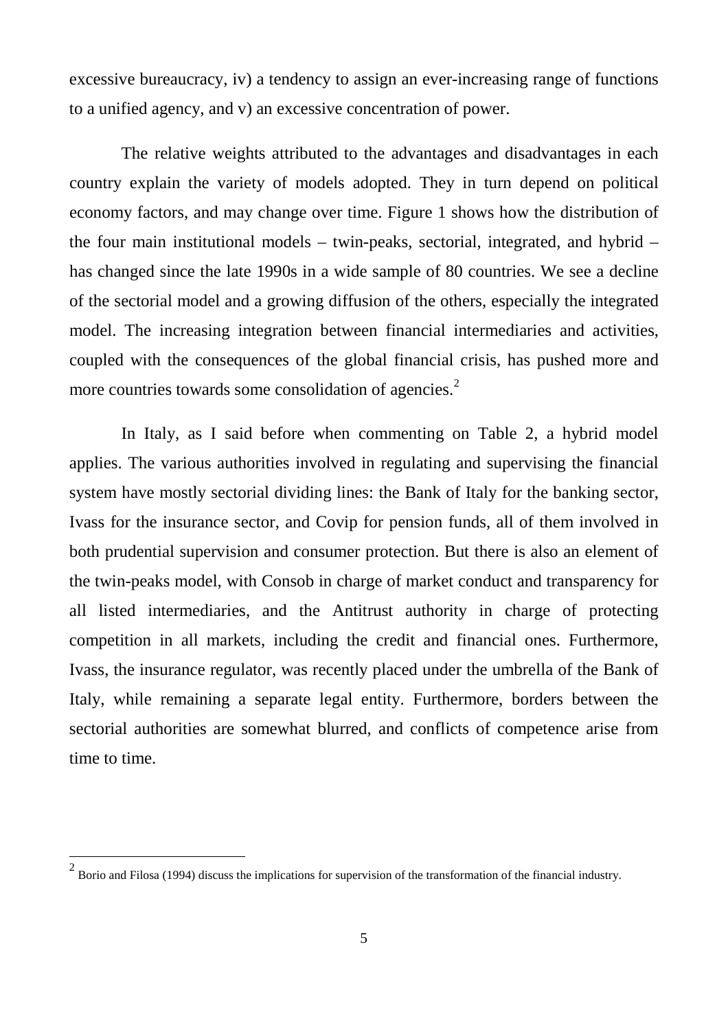excessive bureaucracy, iv) a tendency to assign an ever-increasing range of functions to a unified agency, and v) an excessive concentration of power.

The relative weights attributed to the advantages and disadvantages in each country explain the variety of models adopted. They in turn depend on political economy factors, and may change over time. Figure 1 shows how the distribution of the four main institutional models – twin-peaks, sectorial, integrated, and hybrid – has changed since the late 1990s in a wide sample of 80 countries. We see a decline of the sectorial model and a growing diffusion of the others, especially the integrated model. The increasing integration between financial intermediaries and activities, coupled with the consequences of the global financial crisis, has pushed more and more countries towards some consolidation of agencies.[2]

In Italy, as I said before when commenting on Table 2, a hybrid model applies. The various authorities involved in regulating and supervising the financial system have mostly sectorial dividing lines: the Bank of Italy for the banking sector, Ivass for the insurance sector, and Covip for pension funds, all of them involved in both prudential supervision and consumer protection. But there is also an element of the twin-peaks model, with Consob in charge of market conduct and transparency for all listed intermediaries, and the Antitrust authority in charge of protecting competition in all markets, including the credit and financial ones. Furthermore, Ivass, the insurance regulator, was recently placed under the umbrella of the Bank of Italy, while remaining a separate legal entity. Furthermore, borders between the sectorial authorities are somewhat blurred, and conflicts of competence arise from time to time.

[2] Borio and Filosa (1994) discuss the implications for supervision of the transformation of the financial industry.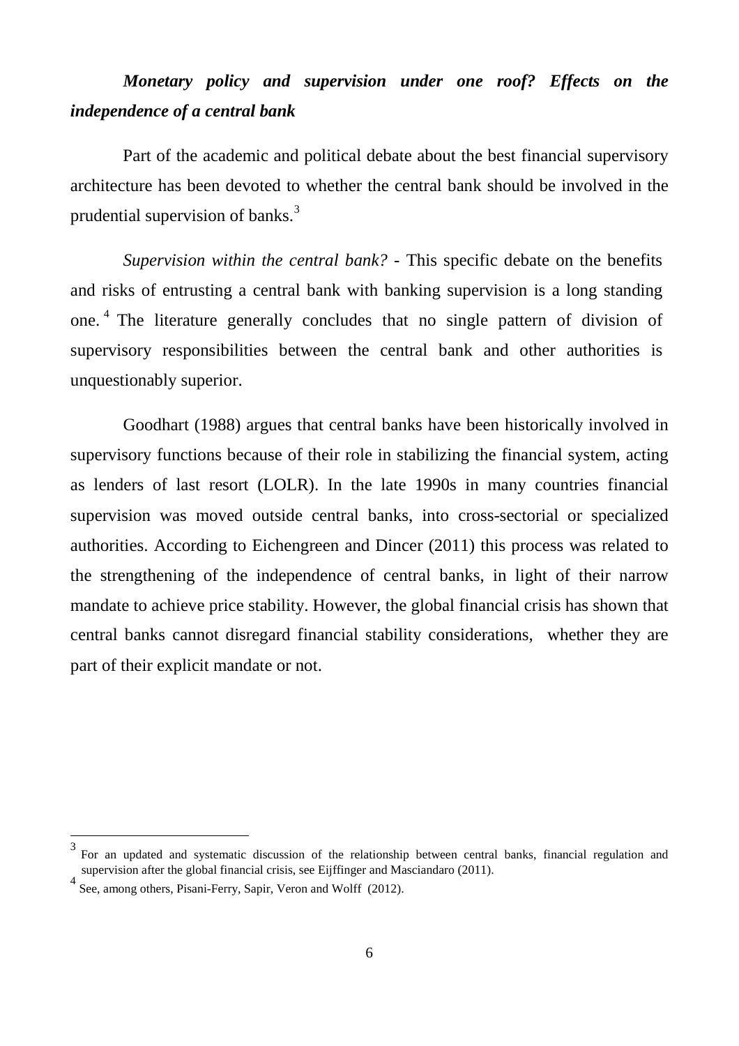***Monetary policy and supervision under one roof? Effects on the independence of a central bank***

Part of the academic and political debate about the best financial supervisory architecture has been devoted to whether the central bank should be involved in the prudential supervision of banks.[3]

*Supervision within the central bank?* - This specific debate on the benefits and risks of entrusting a central bank with banking supervision is a long standing one.[4] The literature generally concludes that no single pattern of division of supervisory responsibilities between the central bank and other authorities is unquestionably superior.

Goodhart (1988) argues that central banks have been historically involved in supervisory functions because of their role in stabilizing the financial system, acting as lenders of last resort (LOLR). In the late 1990s in many countries financial supervision was moved outside central banks, into cross-sectorial or specialized authorities. According to Eichengreen and Dincer (2011) this process was related to the strengthening of the independence of central banks, in light of their narrow mandate to achieve price stability. However, the global financial crisis has shown that central banks cannot disregard financial stability considerations, whether they are part of their explicit mandate or not.

---

[3] For an updated and systematic discussion of the relationship between central banks, financial regulation and supervision after the global financial crisis, see Eijffinger and Masciandaro (2011).

[4] See, among others, Pisani-Ferry, Sapir, Veron and Wolff (2012).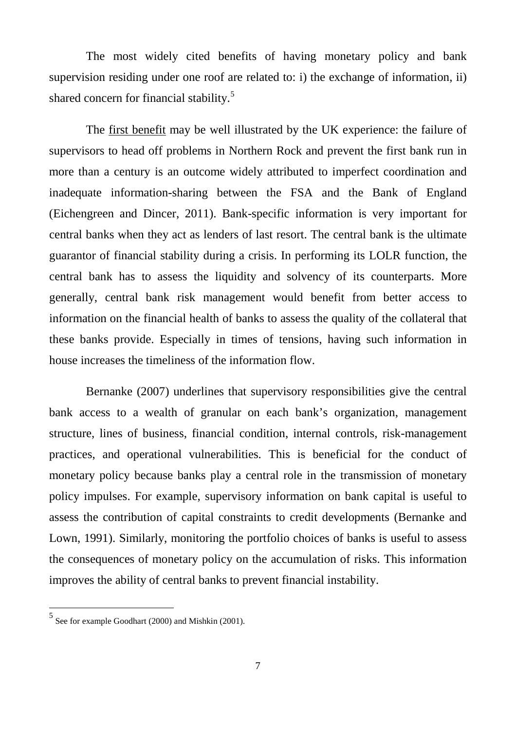The most widely cited benefits of having monetary policy and bank supervision residing under one roof are related to: i) the exchange of information, ii) shared concern for financial stability.[5]

The first benefit may be well illustrated by the UK experience: the failure of supervisors to head off problems in Northern Rock and prevent the first bank run in more than a century is an outcome widely attributed to imperfect coordination and inadequate information-sharing between the FSA and the Bank of England (Eichengreen and Dincer, 2011). Bank-specific information is very important for central banks when they act as lenders of last resort. The central bank is the ultimate guarantor of financial stability during a crisis. In performing its LOLR function, the central bank has to assess the liquidity and solvency of its counterparts. More generally, central bank risk management would benefit from better access to information on the financial health of banks to assess the quality of the collateral that these banks provide. Especially in times of tensions, having such information in house increases the timeliness of the information flow.

Bernanke (2007) underlines that supervisory responsibilities give the central bank access to a wealth of granular on each bank's organization, management structure, lines of business, financial condition, internal controls, risk-management practices, and operational vulnerabilities. This is beneficial for the conduct of monetary policy because banks play a central role in the transmission of monetary policy impulses. For example, supervisory information on bank capital is useful to assess the contribution of capital constraints to credit developments (Bernanke and Lown, 1991). Similarly, monitoring the portfolio choices of banks is useful to assess the consequences of monetary policy on the accumulation of risks. This information improves the ability of central banks to prevent financial instability.

[5] See for example Goodhart (2000) and Mishkin (2001).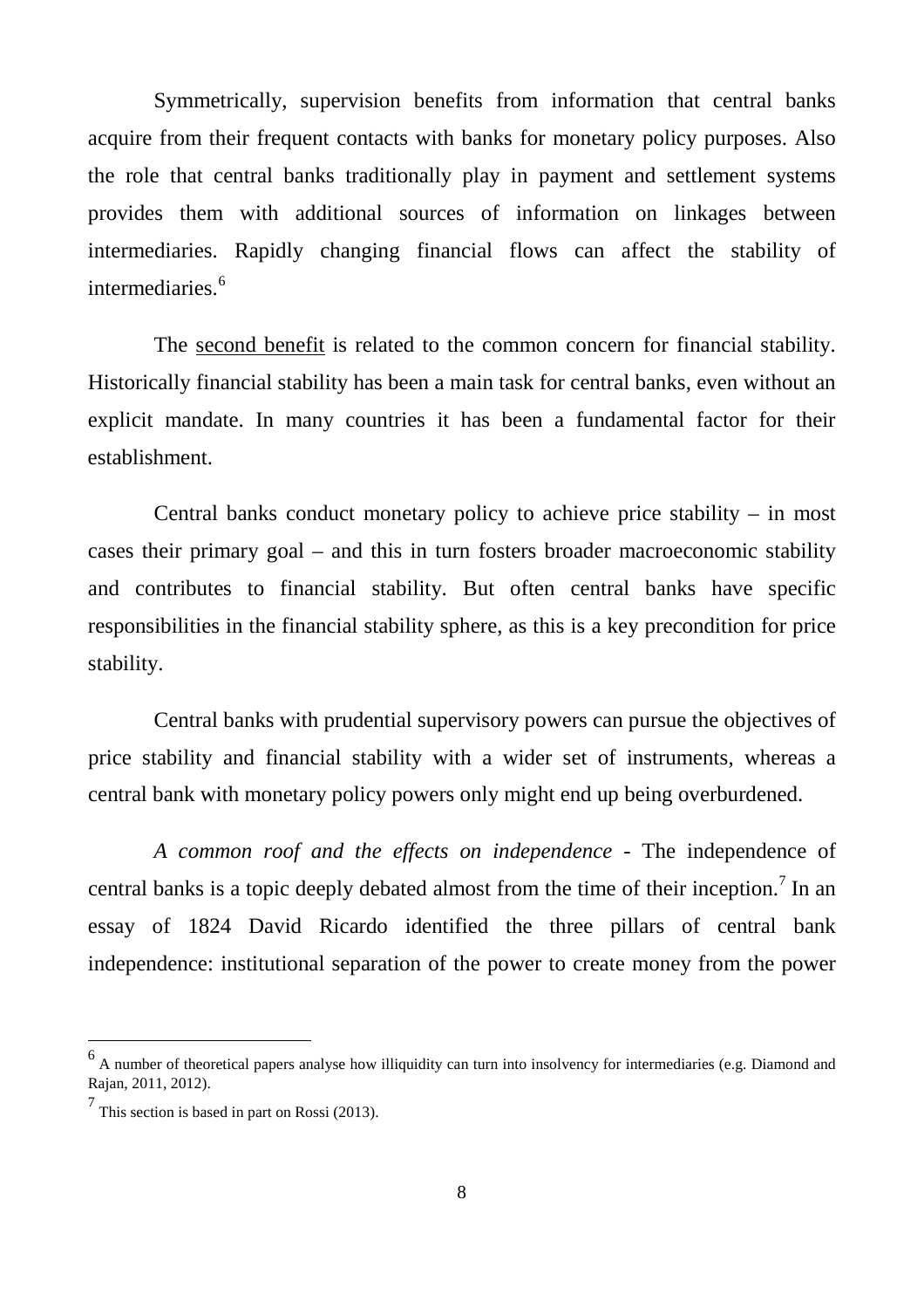Symmetrically, supervision benefits from information that central banks acquire from their frequent contacts with banks for monetary policy purposes. Also the role that central banks traditionally play in payment and settlement systems provides them with additional sources of information on linkages between intermediaries. Rapidly changing financial flows can affect the stability of intermediaries.[6]

The second benefit is related to the common concern for financial stability. Historically financial stability has been a main task for central banks, even without an explicit mandate. In many countries it has been a fundamental factor for their establishment.

Central banks conduct monetary policy to achieve price stability – in most cases their primary goal – and this in turn fosters broader macroeconomic stability and contributes to financial stability. But often central banks have specific responsibilities in the financial stability sphere, as this is a key precondition for price stability.

Central banks with prudential supervisory powers can pursue the objectives of price stability and financial stability with a wider set of instruments, whereas a central bank with monetary policy powers only might end up being overburdened.

*A common roof and the effects on independence* - The independence of central banks is a topic deeply debated almost from the time of their inception.[7] In an essay of 1824 David Ricardo identified the three pillars of central bank independence: institutional separation of the power to create money from the power

---

[6] A number of theoretical papers analyse how illiquidity can turn into insolvency for intermediaries (e.g. Diamond and Rajan, 2011, 2012).

[7] This section is based in part on Rossi (2013).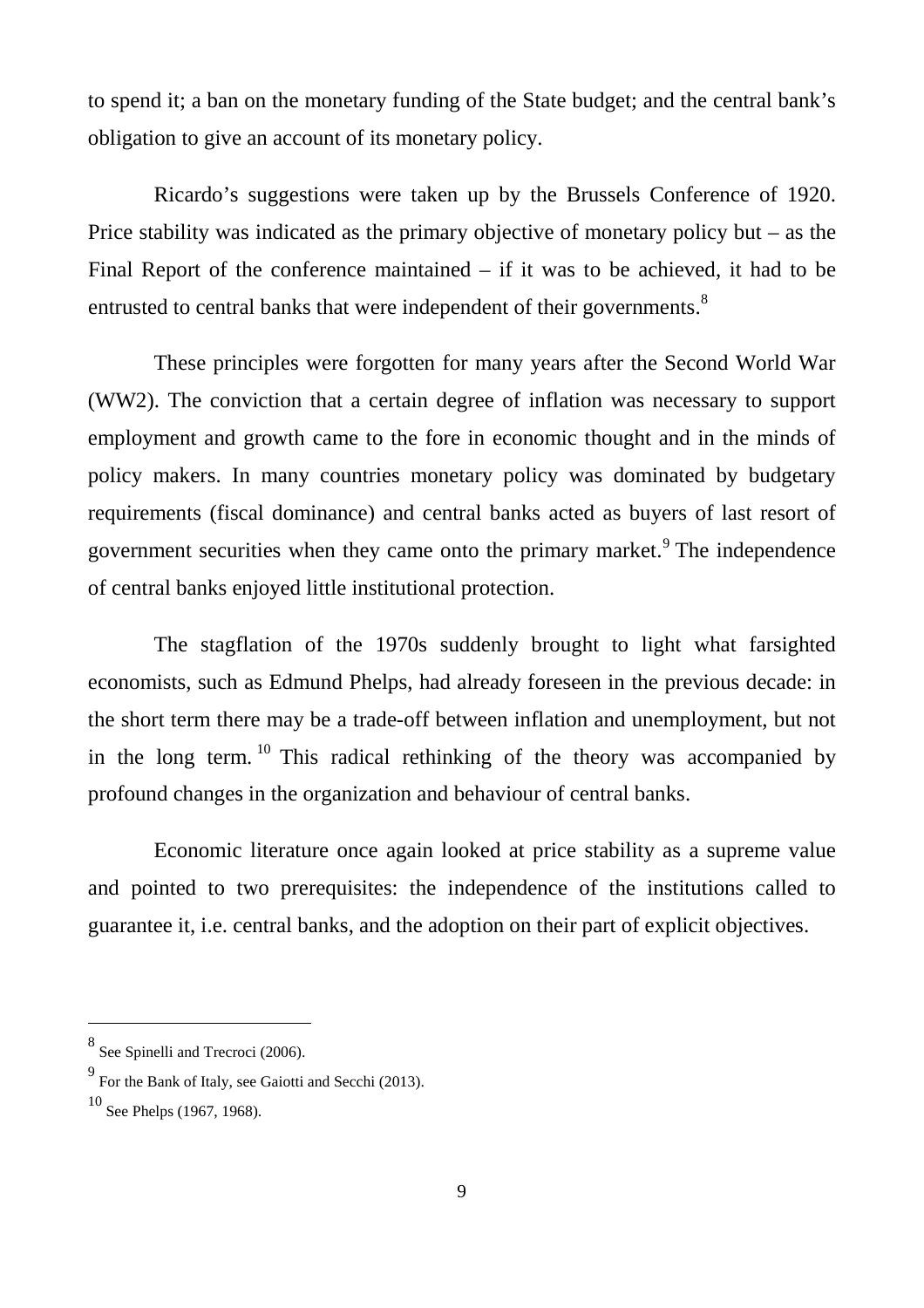to spend it; a ban on the monetary funding of the State budget; and the central bank's obligation to give an account of its monetary policy.

Ricardo's suggestions were taken up by the Brussels Conference of 1920. Price stability was indicated as the primary objective of monetary policy but – as the Final Report of the conference maintained – if it was to be achieved, it had to be entrusted to central banks that were independent of their governments.[8]

These principles were forgotten for many years after the Second World War (WW2). The conviction that a certain degree of inflation was necessary to support employment and growth came to the fore in economic thought and in the minds of policy makers. In many countries monetary policy was dominated by budgetary requirements (fiscal dominance) and central banks acted as buyers of last resort of government securities when they came onto the primary market.[9] The independence of central banks enjoyed little institutional protection.

The stagflation of the 1970s suddenly brought to light what farsighted economists, such as Edmund Phelps, had already foreseen in the previous decade: in the short term there may be a trade-off between inflation and unemployment, but not in the long term.[10] This radical rethinking of the theory was accompanied by profound changes in the organization and behaviour of central banks.

Economic literature once again looked at price stability as a supreme value and pointed to two prerequisites: the independence of the institutions called to guarantee it, i.e. central banks, and the adoption on their part of explicit objectives.

---

[8] See Spinelli and Trecroci (2006).

[9] For the Bank of Italy, see Gaiotti and Secchi (2013).

[10] See Phelps (1967, 1968).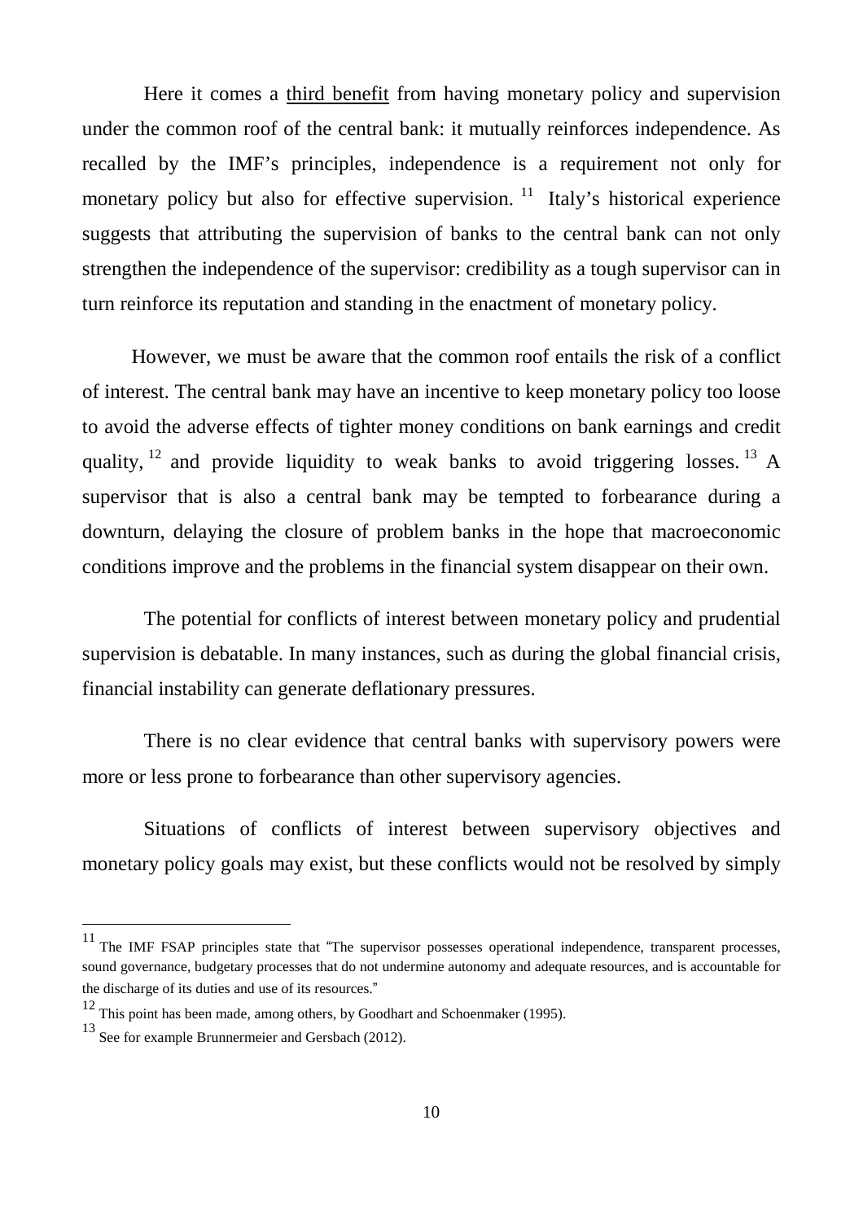Here it comes a <u>third benefit</u> from having monetary policy and supervision under the common roof of the central bank: it mutually reinforces independence. As recalled by the IMF's principles, independence is a requirement not only for monetary policy but also for effective supervision.[11] Italy's historical experience suggests that attributing the supervision of banks to the central bank can not only strengthen the independence of the supervisor: credibility as a tough supervisor can in turn reinforce its reputation and standing in the enactment of monetary policy.

However, we must be aware that the common roof entails the risk of a conflict of interest. The central bank may have an incentive to keep monetary policy too loose to avoid the adverse effects of tighter money conditions on bank earnings and credit quality,[12] and provide liquidity to weak banks to avoid triggering losses.[13] A supervisor that is also a central bank may be tempted to forbearance during a downturn, delaying the closure of problem banks in the hope that macroeconomic conditions improve and the problems in the financial system disappear on their own.

The potential for conflicts of interest between monetary policy and prudential supervision is debatable. In many instances, such as during the global financial crisis, financial instability can generate deflationary pressures.

There is no clear evidence that central banks with supervisory powers were more or less prone to forbearance than other supervisory agencies.

Situations of conflicts of interest between supervisory objectives and monetary policy goals may exist, but these conflicts would not be resolved by simply

---

[11] The IMF FSAP principles state that "The supervisor possesses operational independence, transparent processes, sound governance, budgetary processes that do not undermine autonomy and adequate resources, and is accountable for the discharge of its duties and use of its resources."

[12] This point has been made, among others, by Goodhart and Schoenmaker (1995).

[13] See for example Brunnermeier and Gersbach (2012).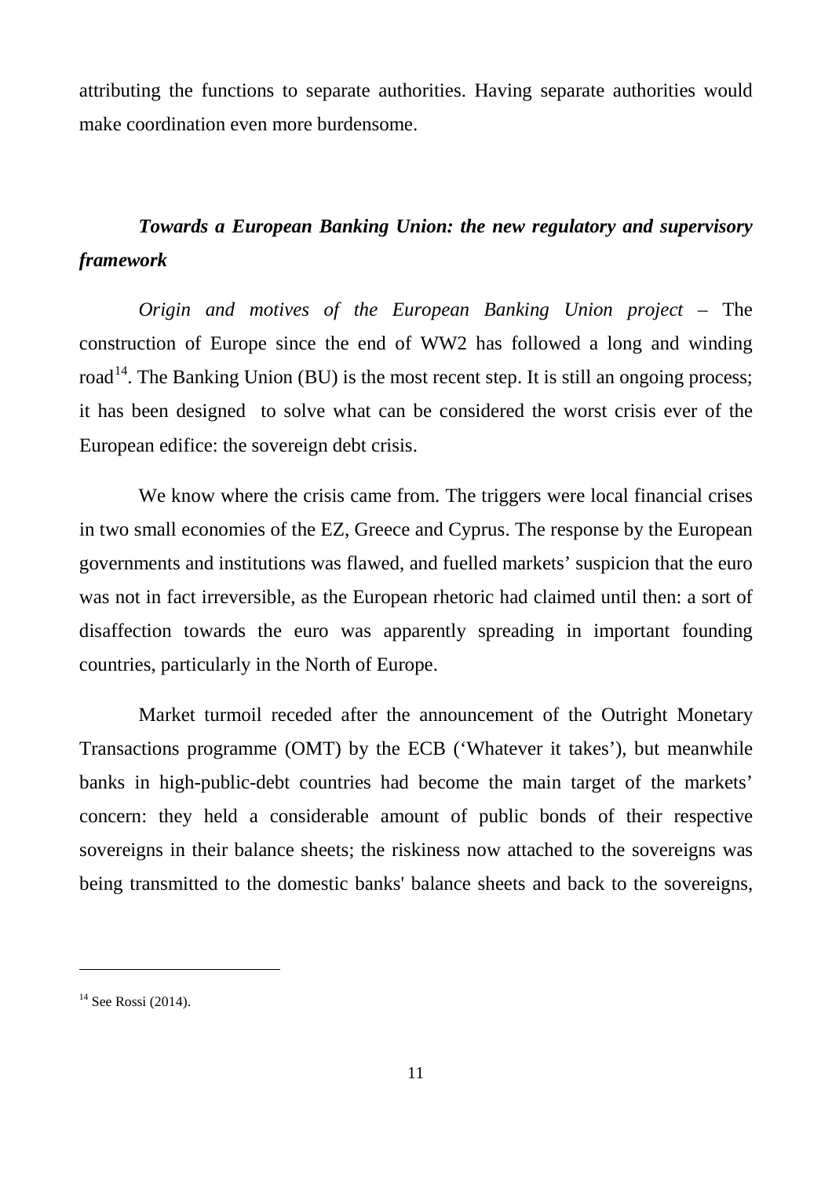attributing the functions to separate authorities. Having separate authorities would make coordination even more burdensome.

### *Towards a European Banking Union: the new regulatory and supervisory framework*

*Origin and motives of the European Banking Union project* – The construction of Europe since the end of WW2 has followed a long and winding road[14]. The Banking Union (BU) is the most recent step. It is still an ongoing process; it has been designed to solve what can be considered the worst crisis ever of the European edifice: the sovereign debt crisis.

We know where the crisis came from. The triggers were local financial crises in two small economies of the EZ, Greece and Cyprus. The response by the European governments and institutions was flawed, and fuelled markets' suspicion that the euro was not in fact irreversible, as the European rhetoric had claimed until then: a sort of disaffection towards the euro was apparently spreading in important founding countries, particularly in the North of Europe.

Market turmoil receded after the announcement of the Outright Monetary Transactions programme (OMT) by the ECB ('Whatever it takes'), but meanwhile banks in high-public-debt countries had become the main target of the markets' concern: they held a considerable amount of public bonds of their respective sovereigns in their balance sheets; the riskiness now attached to the sovereigns was being transmitted to the domestic banks' balance sheets and back to the sovereigns,

---

[14] See Rossi (2014).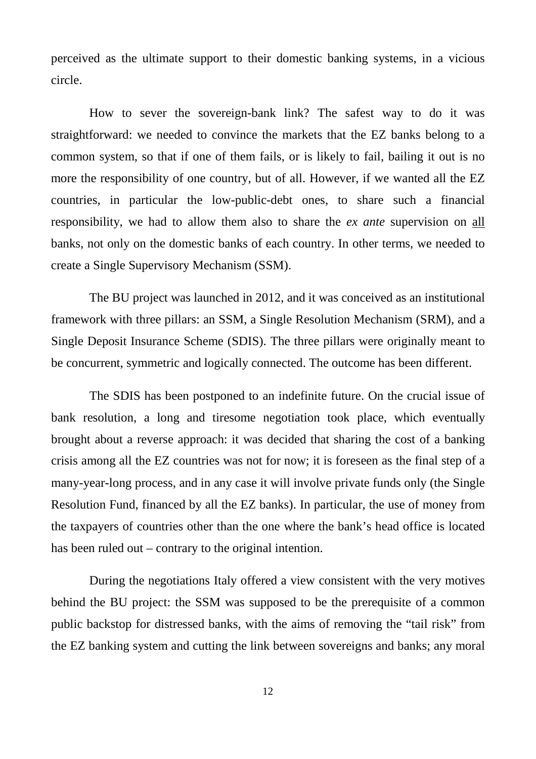perceived as the ultimate support to their domestic banking systems, in a vicious circle.

How to sever the sovereign-bank link? The safest way to do it was straightforward: we needed to convince the markets that the EZ banks belong to a common system, so that if one of them fails, or is likely to fail, bailing it out is no more the responsibility of one country, but of all. However, if we wanted all the EZ countries, in particular the low-public-debt ones, to share such a financial responsibility, we had to allow them also to share the *ex ante* supervision on <u>all</u> banks, not only on the domestic banks of each country. In other terms, we needed to create a Single Supervisory Mechanism (SSM).

The BU project was launched in 2012, and it was conceived as an institutional framework with three pillars: an SSM, a Single Resolution Mechanism (SRM), and a Single Deposit Insurance Scheme (SDIS). The three pillars were originally meant to be concurrent, symmetric and logically connected. The outcome has been different.

The SDIS has been postponed to an indefinite future. On the crucial issue of bank resolution, a long and tiresome negotiation took place, which eventually brought about a reverse approach: it was decided that sharing the cost of a banking crisis among all the EZ countries was not for now; it is foreseen as the final step of a many-year-long process, and in any case it will involve private funds only (the Single Resolution Fund, financed by all the EZ banks). In particular, the use of money from the taxpayers of countries other than the one where the bank's head office is located has been ruled out – contrary to the original intention.

During the negotiations Italy offered a view consistent with the very motives behind the BU project: the SSM was supposed to be the prerequisite of a common public backstop for distressed banks, with the aims of removing the "tail risk" from the EZ banking system and cutting the link between sovereigns and banks; any moral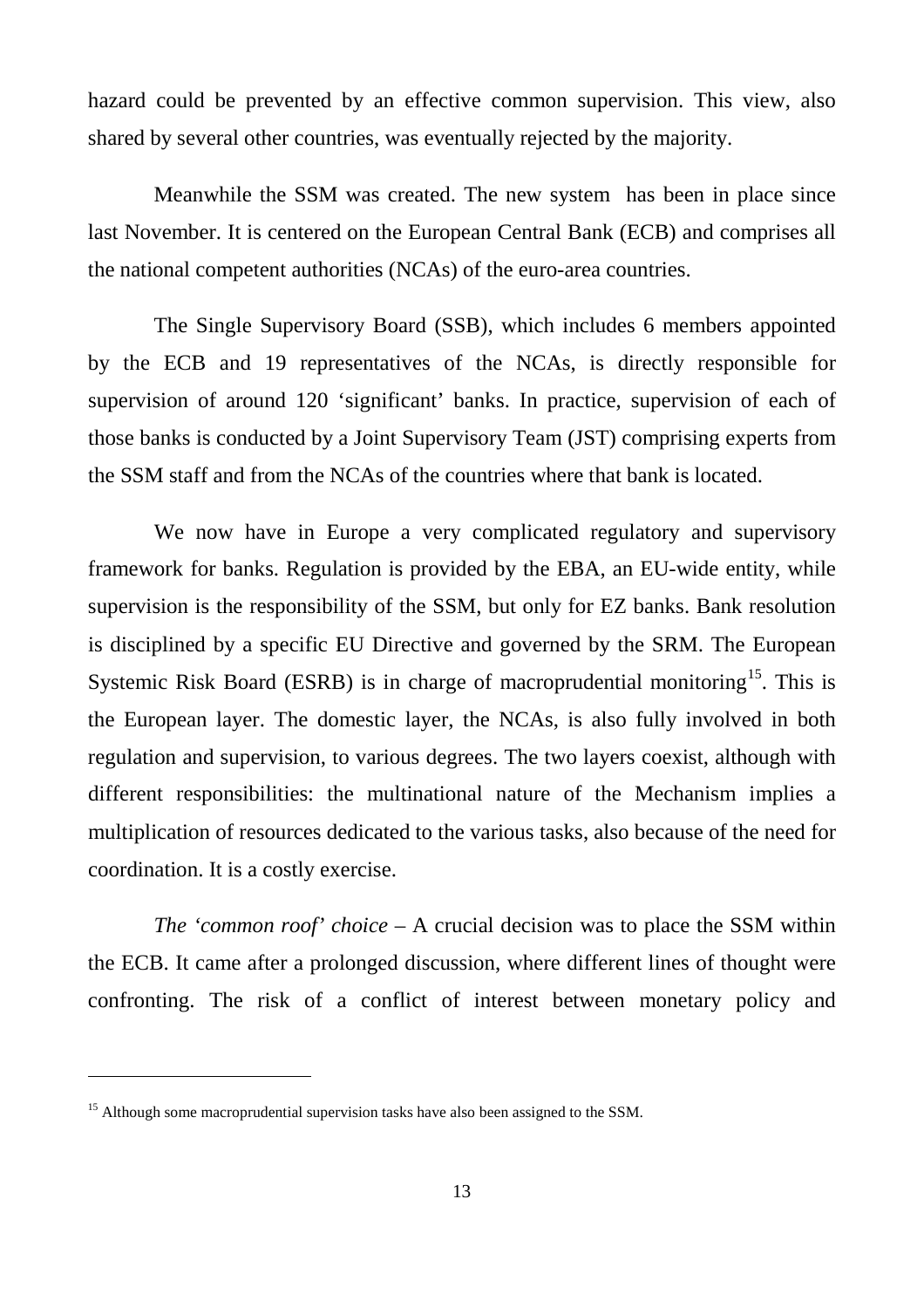hazard could be prevented by an effective common supervision. This view, also shared by several other countries, was eventually rejected by the majority.

Meanwhile the SSM was created. The new system has been in place since last November. It is centered on the European Central Bank (ECB) and comprises all the national competent authorities (NCAs) of the euro-area countries.

The Single Supervisory Board (SSB), which includes 6 members appointed by the ECB and 19 representatives of the NCAs, is directly responsible for supervision of around 120 'significant' banks. In practice, supervision of each of those banks is conducted by a Joint Supervisory Team (JST) comprising experts from the SSM staff and from the NCAs of the countries where that bank is located.

We now have in Europe a very complicated regulatory and supervisory framework for banks. Regulation is provided by the EBA, an EU-wide entity, while supervision is the responsibility of the SSM, but only for EZ banks. Bank resolution is disciplined by a specific EU Directive and governed by the SRM. The European Systemic Risk Board (ESRB) is in charge of macroprudential monitoring[15]. This is the European layer. The domestic layer, the NCAs, is also fully involved in both regulation and supervision, to various degrees. The two layers coexist, although with different responsibilities: the multinational nature of the Mechanism implies a multiplication of resources dedicated to the various tasks, also because of the need for coordination. It is a costly exercise.

*The 'common roof' choice* – A crucial decision was to place the SSM within the ECB. It came after a prolonged discussion, where different lines of thought were confronting. The risk of a conflict of interest between monetary policy and

[15] Although some macroprudential supervision tasks have also been assigned to the SSM.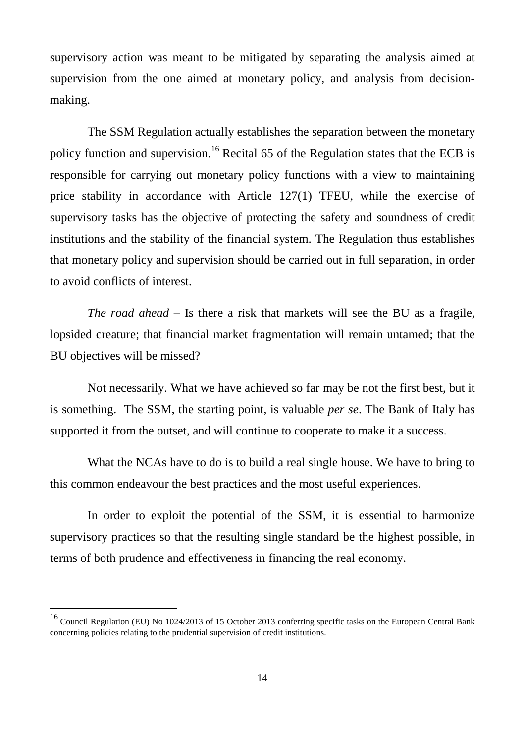supervisory action was meant to be mitigated by separating the analysis aimed at supervision from the one aimed at monetary policy, and analysis from decision-making.

The SSM Regulation actually establishes the separation between the monetary policy function and supervision.[16] Recital 65 of the Regulation states that the ECB is responsible for carrying out monetary policy functions with a view to maintaining price stability in accordance with Article 127(1) TFEU, while the exercise of supervisory tasks has the objective of protecting the safety and soundness of credit institutions and the stability of the financial system. The Regulation thus establishes that monetary policy and supervision should be carried out in full separation, in order to avoid conflicts of interest.

*The road ahead* – Is there a risk that markets will see the BU as a fragile, lopsided creature; that financial market fragmentation will remain untamed; that the BU objectives will be missed?

Not necessarily. What we have achieved so far may be not the first best, but it is something. The SSM, the starting point, is valuable *per se*. The Bank of Italy has supported it from the outset, and will continue to cooperate to make it a success.

What the NCAs have to do is to build a real single house. We have to bring to this common endeavour the best practices and the most useful experiences.

In order to exploit the potential of the SSM, it is essential to harmonize supervisory practices so that the resulting single standard be the highest possible, in terms of both prudence and effectiveness in financing the real economy.

---

[16] Council Regulation (EU) No 1024/2013 of 15 October 2013 conferring specific tasks on the European Central Bank concerning policies relating to the prudential supervision of credit institutions.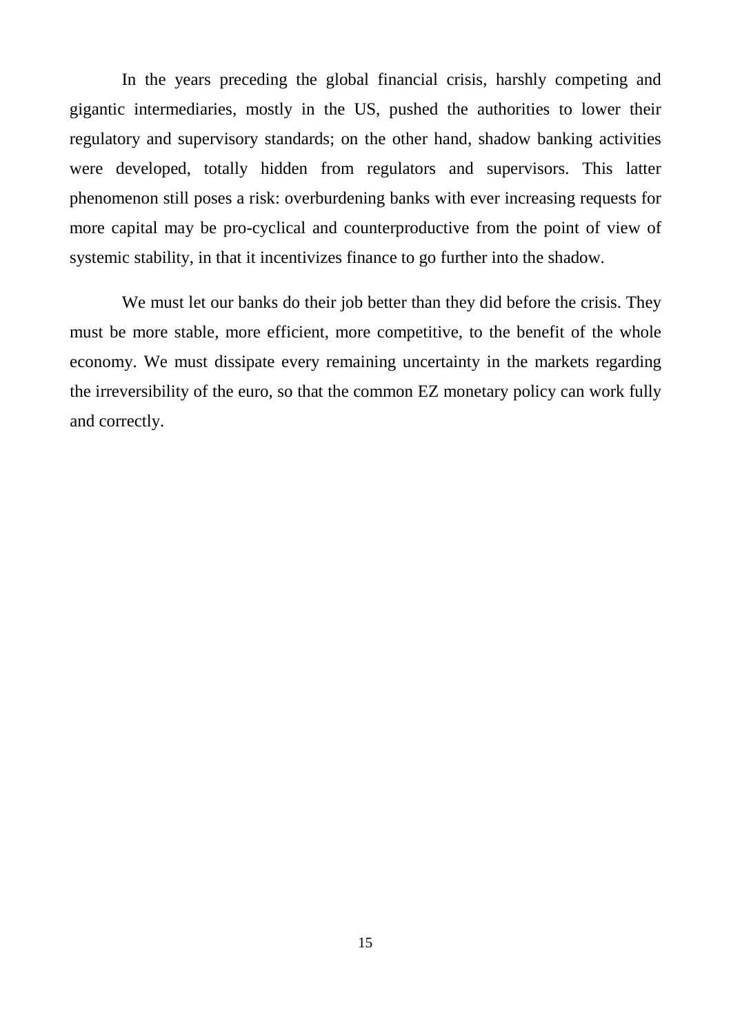In the years preceding the global financial crisis, harshly competing and gigantic intermediaries, mostly in the US, pushed the authorities to lower their regulatory and supervisory standards; on the other hand, shadow banking activities were developed, totally hidden from regulators and supervisors. This latter phenomenon still poses a risk: overburdening banks with ever increasing requests for more capital may be pro-cyclical and counterproductive from the point of view of systemic stability, in that it incentivizes finance to go further into the shadow.

We must let our banks do their job better than they did before the crisis. They must be more stable, more efficient, more competitive, to the benefit of the whole economy. We must dissipate every remaining uncertainty in the markets regarding the irreversibility of the euro, so that the common EZ monetary policy can work fully and correctly.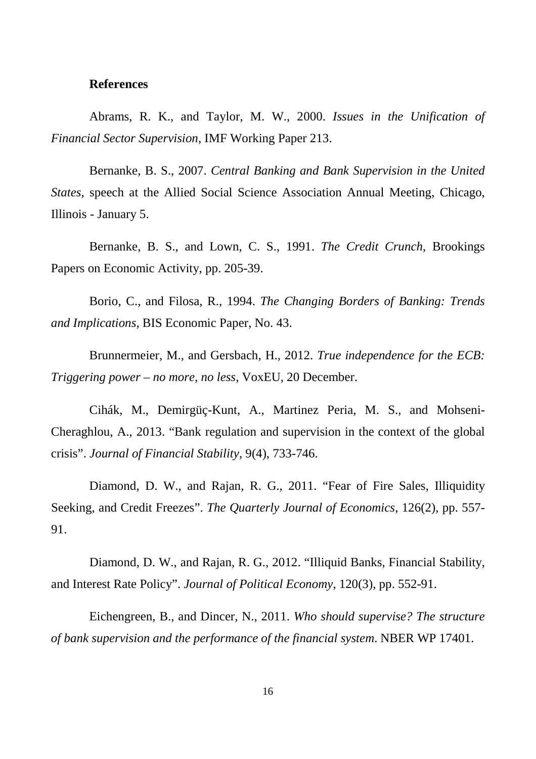## References

Abrams, R. K., and Taylor, M. W., 2000. *Issues in the Unification of Financial Sector Supervision*, IMF Working Paper 213.

Bernanke, B. S., 2007. *Central Banking and Bank Supervision in the United States*, speech at the Allied Social Science Association Annual Meeting, Chicago, Illinois - January 5.

Bernanke, B. S., and Lown, C. S., 1991. *The Credit Crunch*, Brookings Papers on Economic Activity, pp. 205-39.

Borio, C., and Filosa, R., 1994. *The Changing Borders of Banking: Trends and Implications*, BIS Economic Paper, No. 43.

Brunnermeier, M., and Gersbach, H., 2012. *True independence for the ECB: Triggering power – no more, no less*, VoxEU, 20 December.

Cihák, M., Demirgüç-Kunt, A., Martinez Peria, M. S., and Mohseni-Cheraghlou, A., 2013. "Bank regulation and supervision in the context of the global crisis". *Journal of Financial Stability*, 9(4), 733-746.

Diamond, D. W., and Rajan, R. G., 2011. "Fear of Fire Sales, Illiquidity Seeking, and Credit Freezes". *The Quarterly Journal of Economics*, 126(2), pp. 557-91.

Diamond, D. W., and Rajan, R. G., 2012. "Illiquid Banks, Financial Stability, and Interest Rate Policy". *Journal of Political Economy*, 120(3), pp. 552-91.

Eichengreen, B., and Dincer, N., 2011. *Who should supervise? The structure of bank supervision and the performance of the financial system*. NBER WP 17401.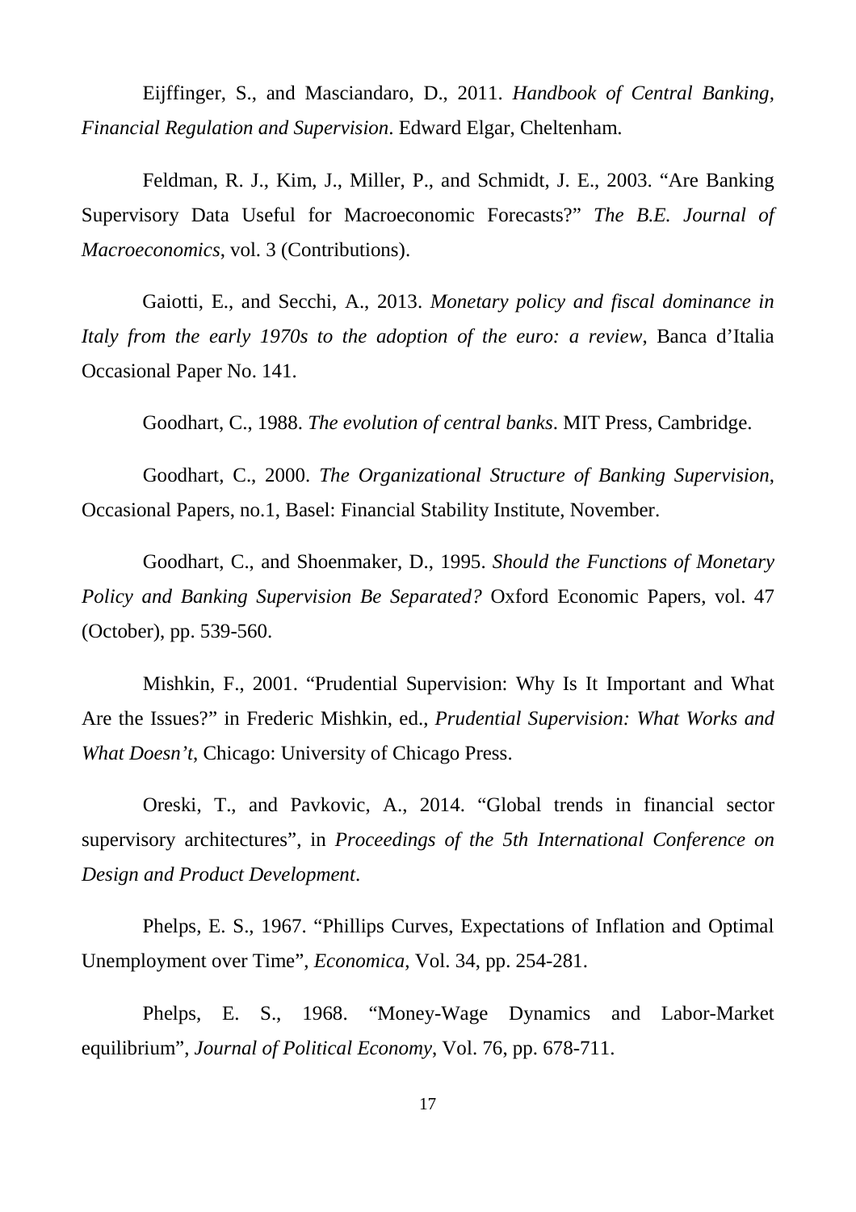Eijffinger, S., and Masciandaro, D., 2011. *Handbook of Central Banking, Financial Regulation and Supervision*. Edward Elgar, Cheltenham.

Feldman, R. J., Kim, J., Miller, P., and Schmidt, J. E., 2003. "Are Banking Supervisory Data Useful for Macroeconomic Forecasts?" *The B.E. Journal of Macroeconomics*, vol. 3 (Contributions).

Gaiotti, E., and Secchi, A., 2013. *Monetary policy and fiscal dominance in Italy from the early 1970s to the adoption of the euro: a review*, Banca d'Italia Occasional Paper No. 141.

Goodhart, C., 1988. *The evolution of central banks*. MIT Press, Cambridge.

Goodhart, C., 2000. *The Organizational Structure of Banking Supervision*, Occasional Papers, no.1, Basel: Financial Stability Institute, November.

Goodhart, C., and Shoenmaker, D., 1995. *Should the Functions of Monetary Policy and Banking Supervision Be Separated?* Oxford Economic Papers, vol. 47 (October), pp. 539-560.

Mishkin, F., 2001. "Prudential Supervision: Why Is It Important and What Are the Issues?" in Frederic Mishkin, ed., *Prudential Supervision: What Works and What Doesn't*, Chicago: University of Chicago Press.

Oreski, T., and Pavkovic, A., 2014. "Global trends in financial sector supervisory architectures", in *Proceedings of the 5th International Conference on Design and Product Development*.

Phelps, E. S., 1967. "Phillips Curves, Expectations of Inflation and Optimal Unemployment over Time", *Economica*, Vol. 34, pp. 254-281.

Phelps, E. S., 1968. "Money-Wage Dynamics and Labor-Market equilibrium", *Journal of Political Economy*, Vol. 76, pp. 678-711.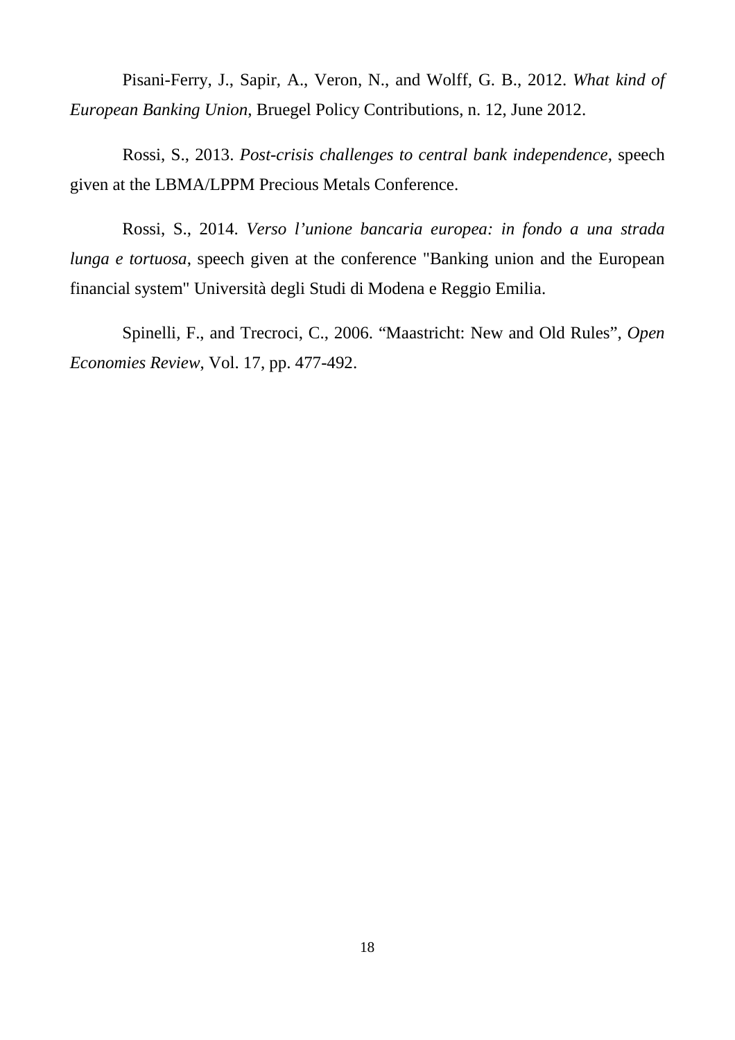Pisani-Ferry, J., Sapir, A., Veron, N., and Wolff, G. B., 2012. *What kind of European Banking Union*, Bruegel Policy Contributions, n. 12, June 2012.

Rossi, S., 2013. *Post-crisis challenges to central bank independence*, speech given at the LBMA/LPPM Precious Metals Conference.

Rossi, S., 2014. *Verso l'unione bancaria europea: in fondo a una strada lunga e tortuosa*, speech given at the conference "Banking union and the European financial system" Università degli Studi di Modena e Reggio Emilia.

Spinelli, F., and Trecroci, C., 2006. "Maastricht: New and Old Rules", *Open Economies Review*, Vol. 17, pp. 477-492.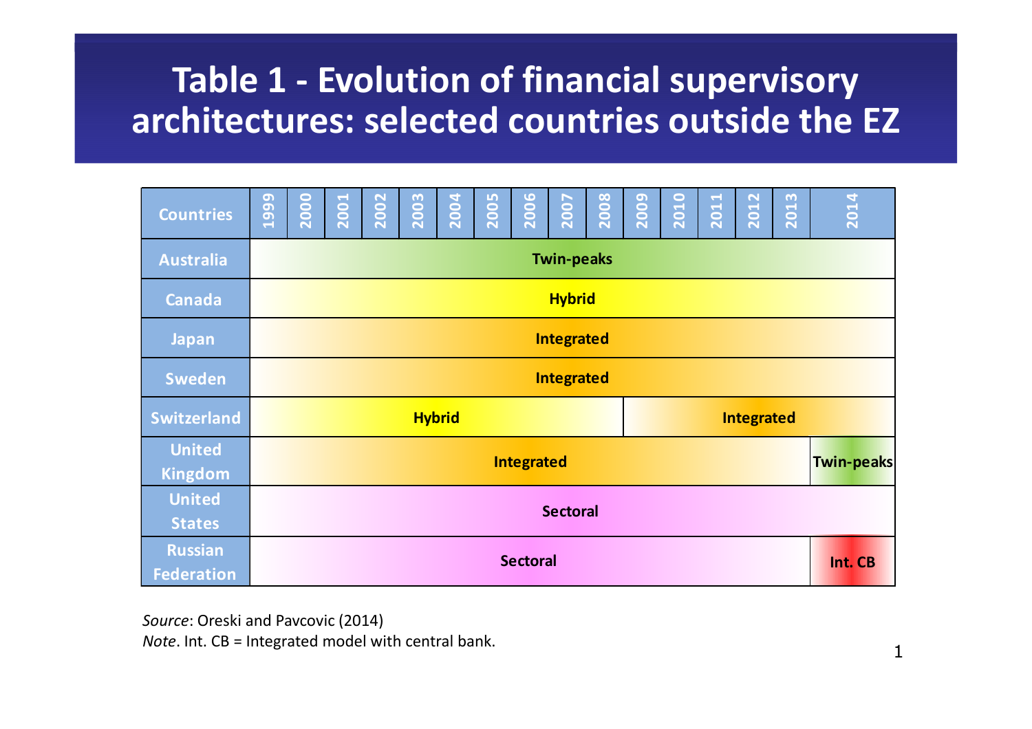# Table 1 - Evolution of financial supervisory architectures: selected countries outside the EZ

| Countries | 1999 | 2000 | 2001 | 2002 | 2003 | 2004 | 2005 | 2006 | 2007 | 2008 | 2009 | 2010 | 2011 | 2012 | 2013 | 2014 |
|---|---|---|---|---|---|---|---|---|---|---|---|---|---|---|---|---|
| Australia | Twin-peaks | | | | | | | | | | | | | | | |
| Canada | Hybrid | | | | | | | | | | | | | | | |
| Japan | Integrated | | | | | | | | | | | | | | | |
| Sweden | Integrated | | | | | | | | | | | | | | | |
| Switzerland | Hybrid | | | | | | | | | | Integrated | | | | | |
| United Kingdom | Integrated | | | | | | | | | | | | | | | Twin-peaks |
| United States | Sectoral | | | | | | | | | | | | | | | |
| Russian Federation | Sectoral | | | | | | | | | | | | | | | Int. CB |

*Source*: Oreski and Pavcovic (2014)
*Note*. Int. CB = Integrated model with central bank.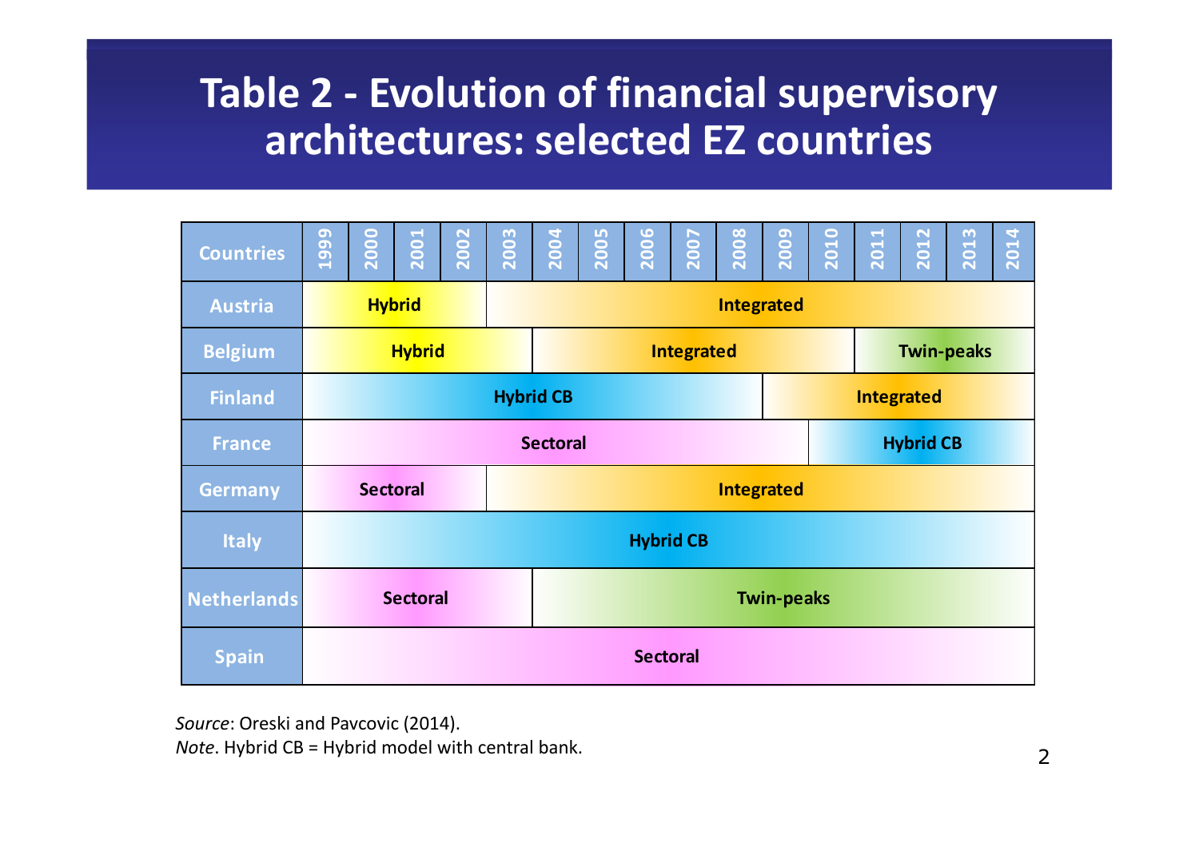# Table 2 - Evolution of financial supervisory architectures: selected EZ countries

| Countries | 1999 | 2000 | 2001 | 2002 | 2003 | 2004 | 2005 | 2006 | 2007 | 2008 | 2009 | 2010 | 2011 | 2012 | 2013 | 2014 |
|---|---|---|---|---|---|---|---|---|---|---|---|---|---|---|---|---|
| Austria | Hybrid | Hybrid | Hybrid | Hybrid | Integrated | Integrated | Integrated | Integrated | Integrated | Integrated | Integrated | Integrated | Integrated | Integrated | Integrated | Integrated |
| Belgium | Hybrid | Hybrid | Hybrid | Hybrid | Hybrid | Integrated | Integrated | Integrated | Integrated | Integrated | Integrated | Integrated | Twin-peaks | Twin-peaks | Twin-peaks | Twin-peaks |
| Finland | Hybrid CB | Hybrid CB | Hybrid CB | Hybrid CB | Hybrid CB | Hybrid CB | Hybrid CB | Hybrid CB | Hybrid CB | Hybrid CB | Integrated | Integrated | Integrated | Integrated | Integrated | Integrated |
| France | Sectoral | Sectoral | Sectoral | Sectoral | Sectoral | Sectoral | Sectoral | Sectoral | Sectoral | Sectoral | Sectoral | Hybrid CB | Hybrid CB | Hybrid CB | Hybrid CB | Hybrid CB |
| Germany | Sectoral | Sectoral | Sectoral | Sectoral | Integrated | Integrated | Integrated | Integrated | Integrated | Integrated | Integrated | Integrated | Integrated | Integrated | Integrated | Integrated |
| Italy | Hybrid CB | Hybrid CB | Hybrid CB | Hybrid CB | Hybrid CB | Hybrid CB | Hybrid CB | Hybrid CB | Hybrid CB | Hybrid CB | Hybrid CB | Hybrid CB | Hybrid CB | Hybrid CB | Hybrid CB | Hybrid CB |
| Netherlands | Sectoral | Sectoral | Sectoral | Sectoral | Sectoral | Twin-peaks | Twin-peaks | Twin-peaks | Twin-peaks | Twin-peaks | Twin-peaks | Twin-peaks | Twin-peaks | Twin-peaks | Twin-peaks | Twin-peaks |
| Spain | Sectoral | Sectoral | Sectoral | Sectoral | Sectoral | Sectoral | Sectoral | Sectoral | Sectoral | Sectoral | Sectoral | Sectoral | Sectoral | Sectoral | Sectoral | Sectoral |

*Source*: Oreski and Pavcovic (2014).
*Note*. Hybrid CB = Hybrid model with central bank.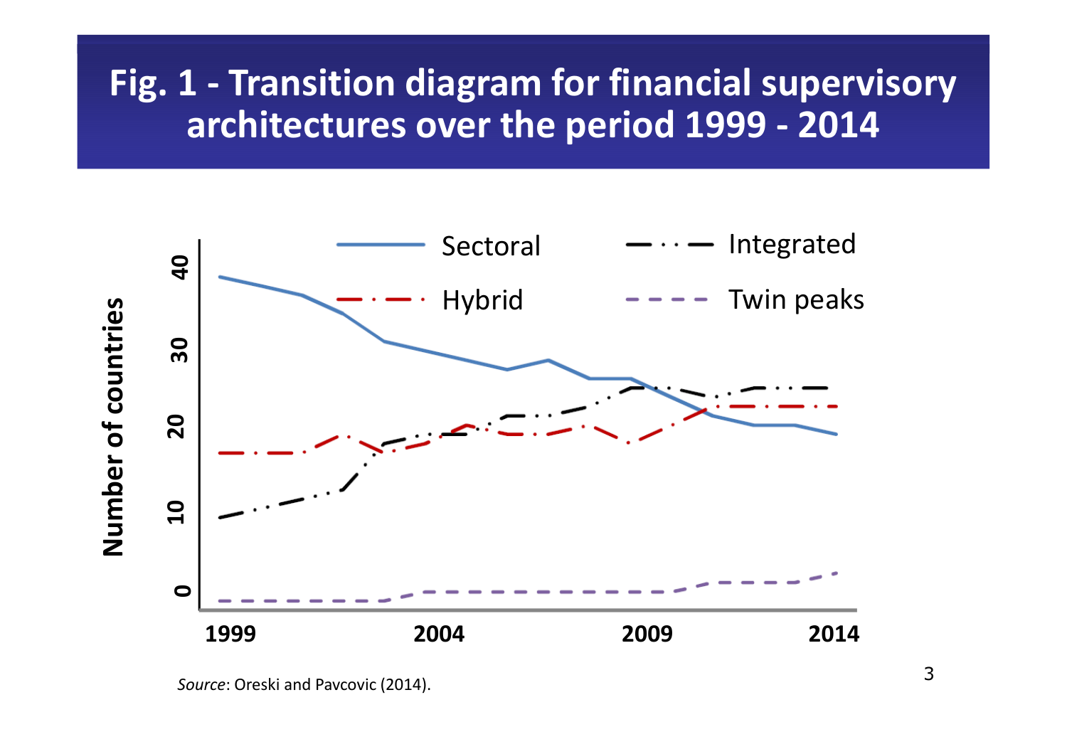# Fig. 1 - Transition diagram for financial supervisory architectures over the period 1999 - 2014

Sectoral

Integrated

Hybrid

Twin peaks

Number of countries

0

10

20

30

40

1999

2004

2009

2014

*Source*: Oreski and Pavcovic (2014).